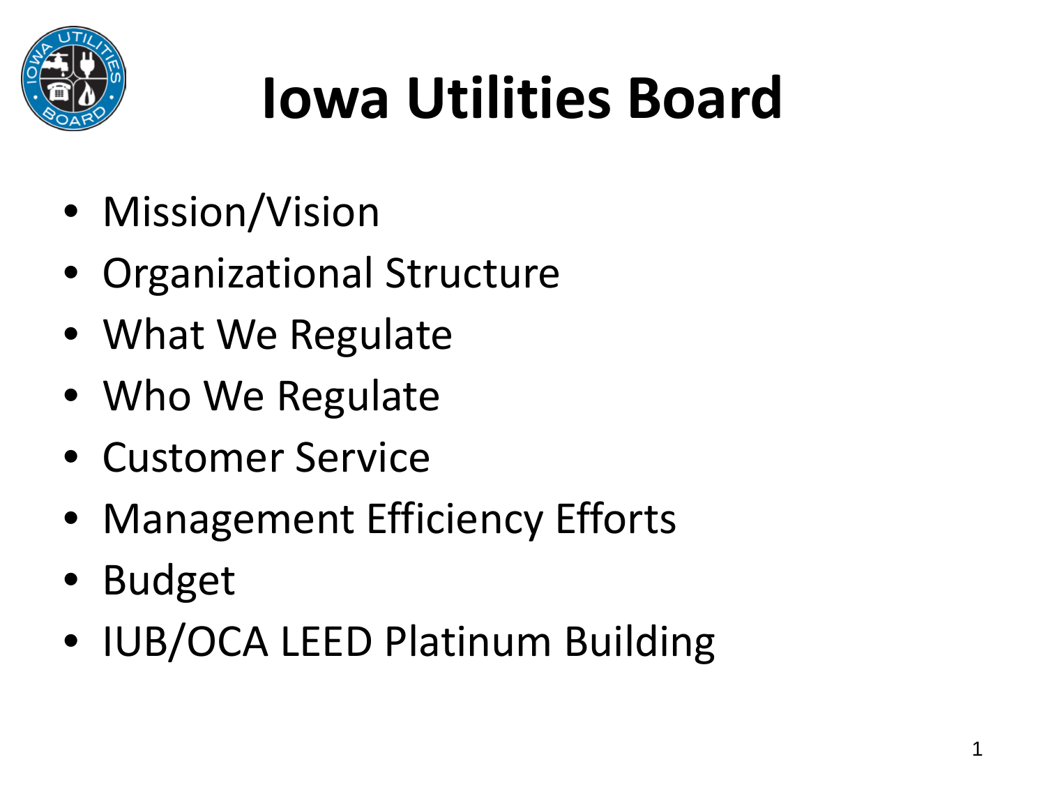# Iowa Utilities Board

- Mission/Vision
- Organizational Structure
- What We Regulate
- Who We Regulate
- Customer Service
- Management Efficiency Efforts
- Budget
- IUB/OCA LEED Platinum Building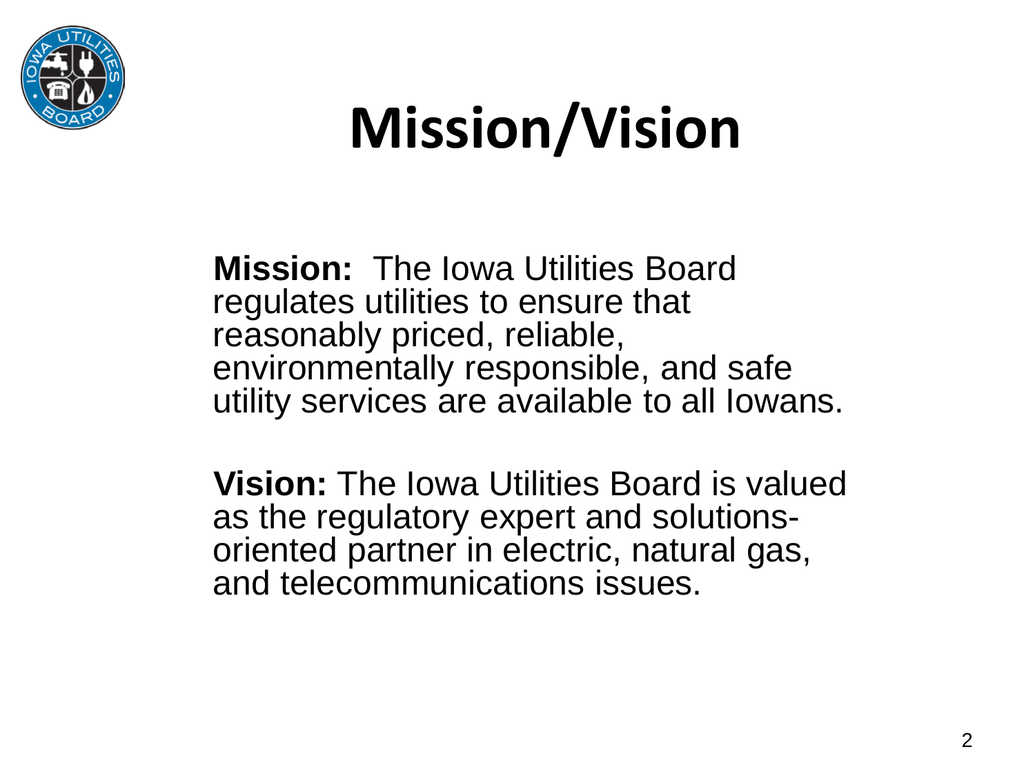# Mission/Vision

**Mission:** The Iowa Utilities Board regulates utilities to ensure that reasonably priced, reliable, environmentally responsible, and safe utility services are available to all Iowans.

**Vision:** The Iowa Utilities Board is valued as the regulatory expert and solutions-oriented partner in electric, natural gas, and telecommunications issues.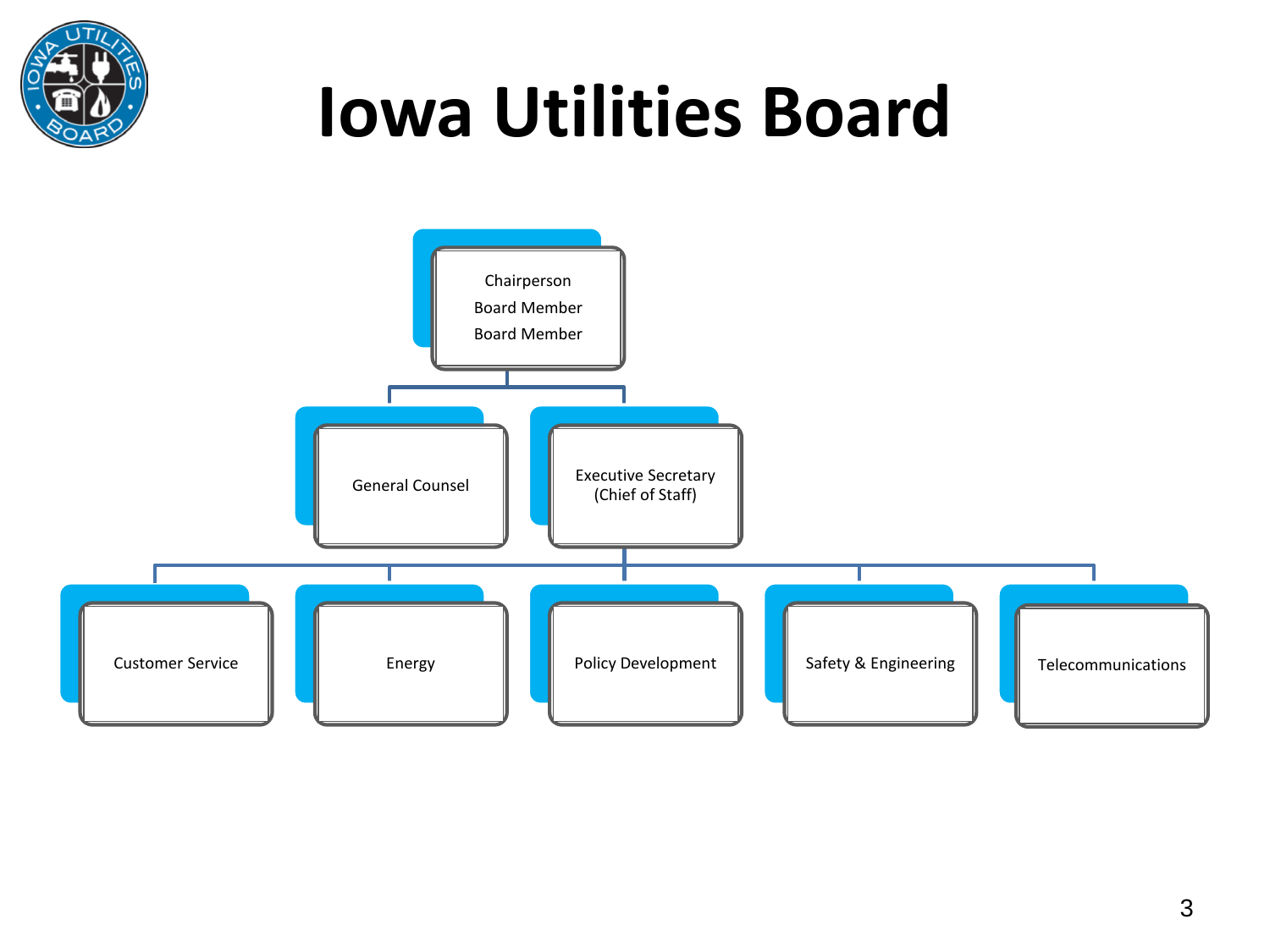# Iowa Utilities Board

- Chairperson
  Board Member
  Board Member
  - General Counsel
  - Executive Secretary (Chief of Staff)
    - Customer Service
    - Energy
    - Policy Development
    - Safety & Engineering
    - Telecommunications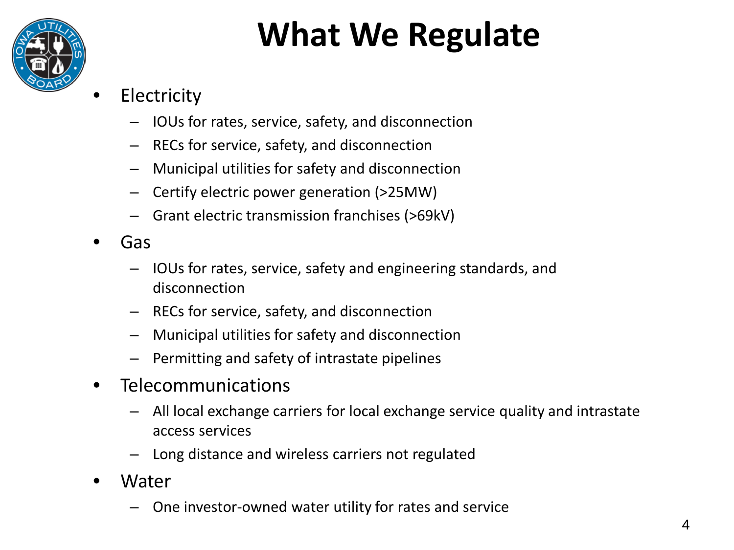# What We Regulate

- Electricity
  - IOUs for rates, service, safety, and disconnection
  - RECs for service, safety, and disconnection
  - Municipal utilities for safety and disconnection
  - Certify electric power generation (>25MW)
  - Grant electric transmission franchises (>69kV)
- Gas
  - IOUs for rates, service, safety and engineering standards, and disconnection
  - RECs for service, safety, and disconnection
  - Municipal utilities for safety and disconnection
  - Permitting and safety of intrastate pipelines
- Telecommunications
  - All local exchange carriers for local exchange service quality and intrastate access services
  - Long distance and wireless carriers not regulated
- Water
  - One investor-owned water utility for rates and service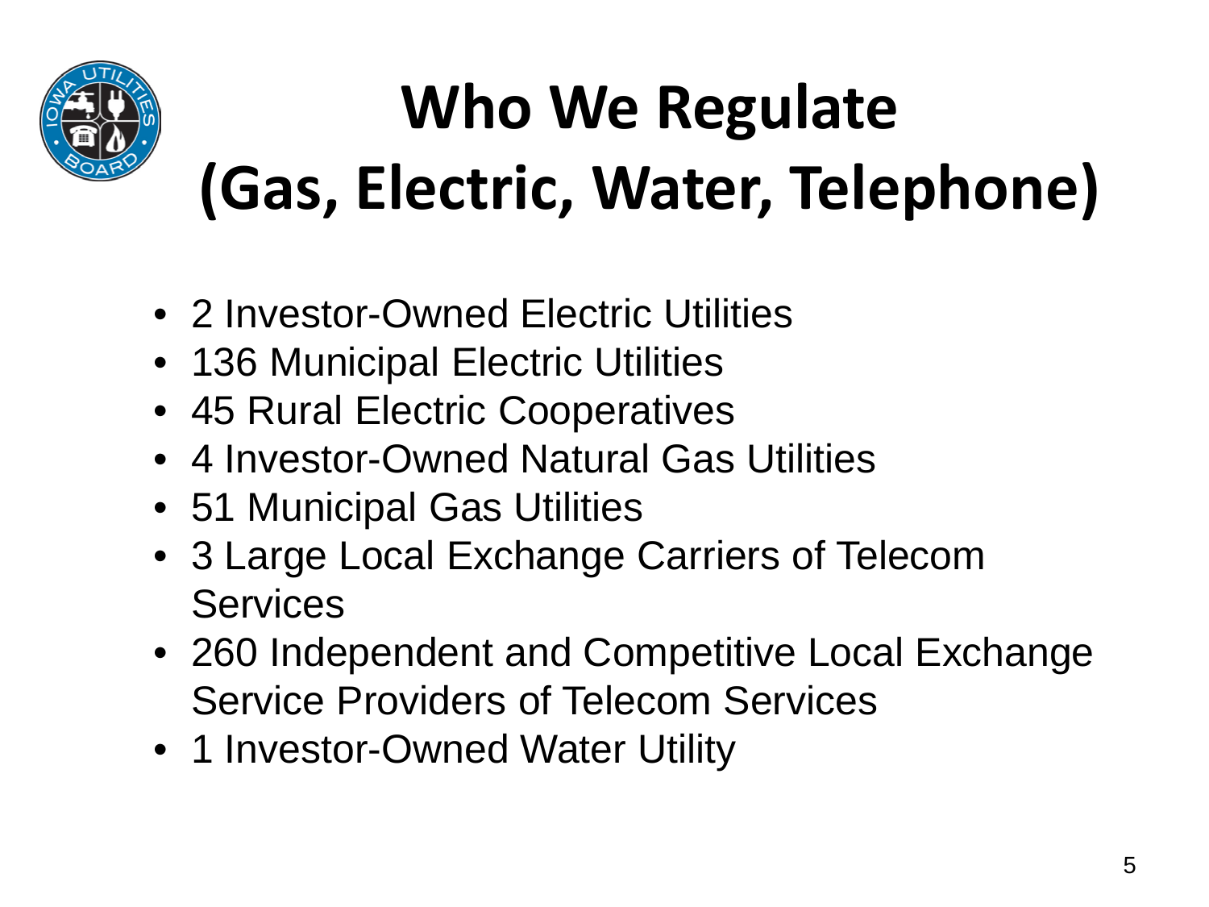# Who We Regulate (Gas, Electric, Water, Telephone)

- 2 Investor-Owned Electric Utilities
- 136 Municipal Electric Utilities
- 45 Rural Electric Cooperatives
- 4 Investor-Owned Natural Gas Utilities
- 51 Municipal Gas Utilities
- 3 Large Local Exchange Carriers of Telecom Services
- 260 Independent and Competitive Local Exchange Service Providers of Telecom Services
- 1 Investor-Owned Water Utility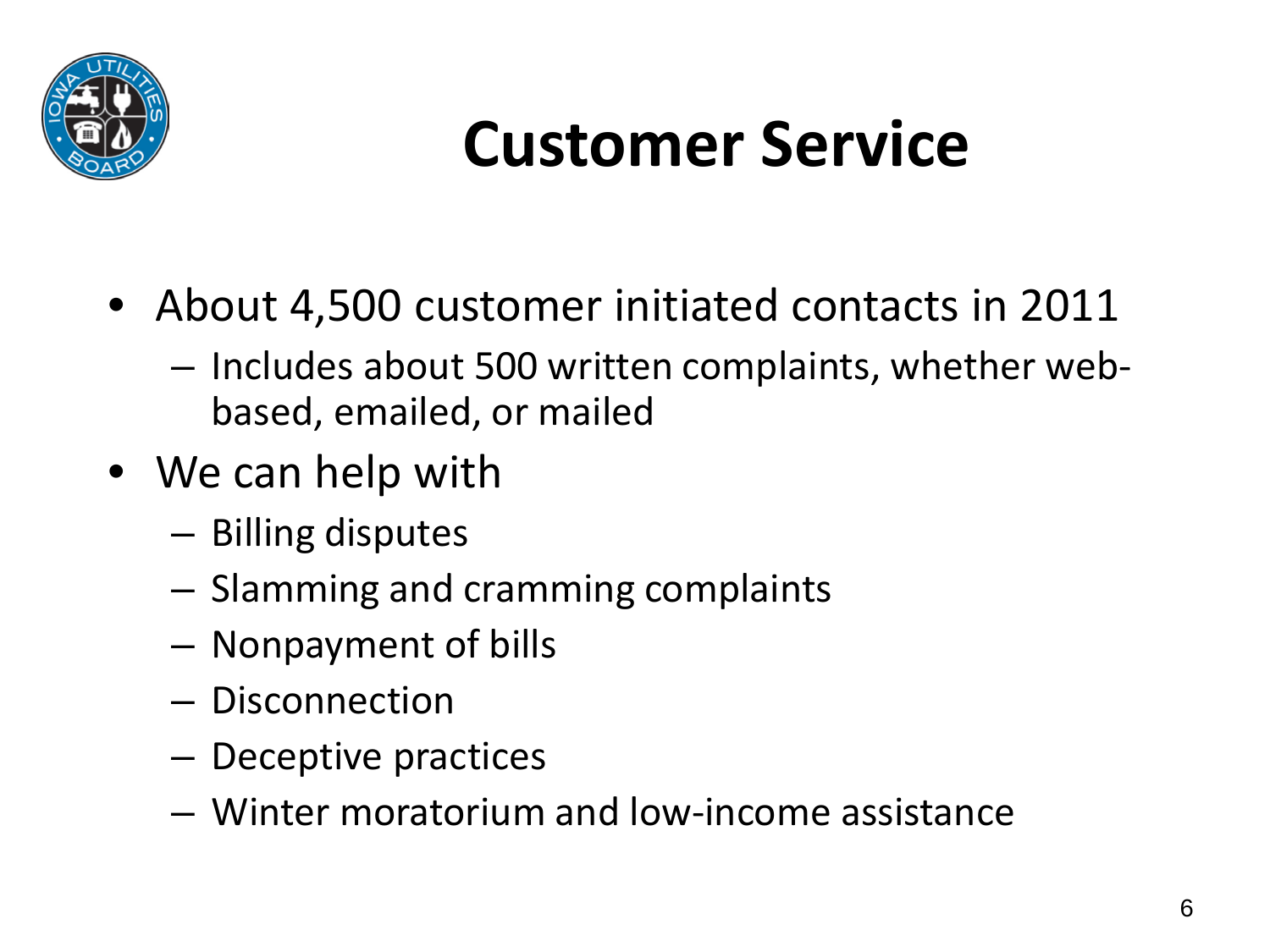# Customer Service

- About 4,500 customer initiated contacts in 2011
  - Includes about 500 written complaints, whether web-based, emailed, or mailed
- We can help with
  - Billing disputes
  - Slamming and cramming complaints
  - Nonpayment of bills
  - Disconnection
  - Deceptive practices
  - Winter moratorium and low-income assistance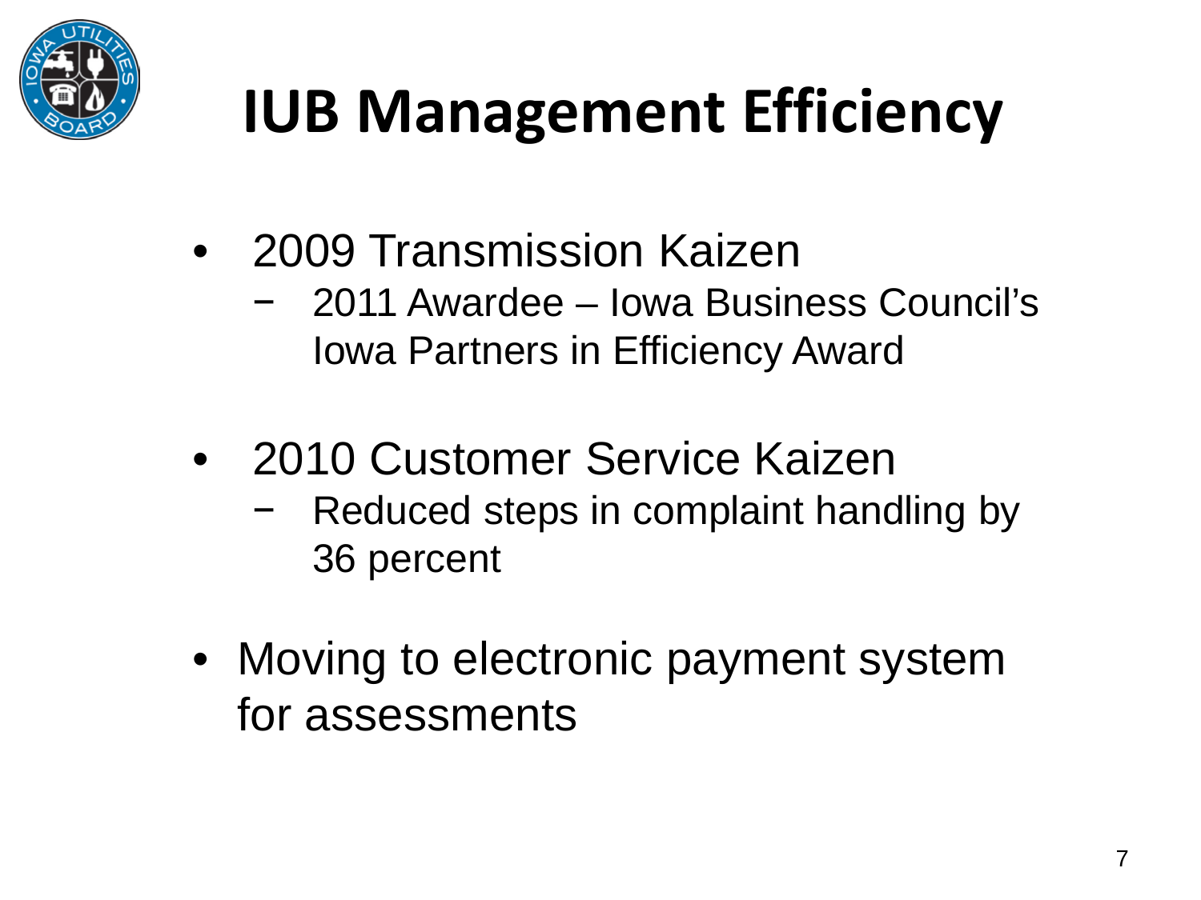# IUB Management Efficiency

- 2009 Transmission Kaizen
  - 2011 Awardee – Iowa Business Council's Iowa Partners in Efficiency Award
- 2010 Customer Service Kaizen
  - Reduced steps in complaint handling by 36 percent
- Moving to electronic payment system for assessments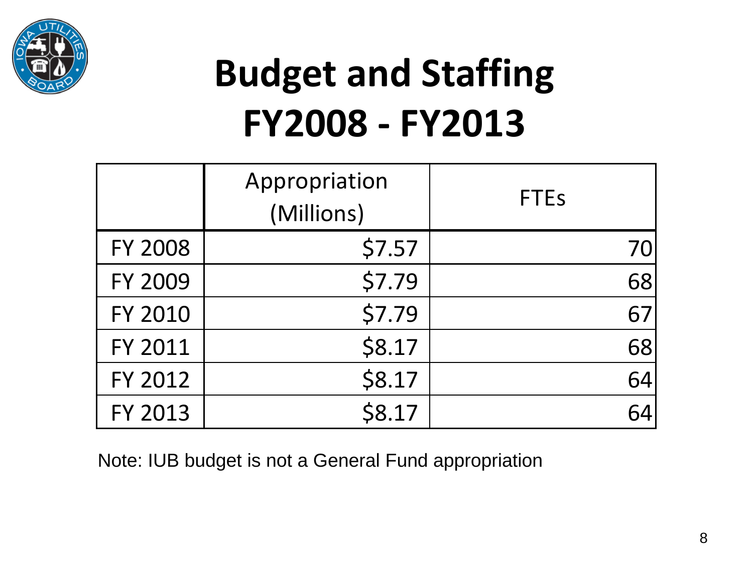# Budget and Staffing FY2008 - FY2013

| | Appropriation (Millions) | FTEs |
|---|---|---|
| FY 2008 | $7.57 | 70 |
| FY 2009 | $7.79 | 68 |
| FY 2010 | $7.79 | 67 |
| FY 2011 | $8.17 | 68 |
| FY 2012 | $8.17 | 64 |
| FY 2013 | $8.17 | 64 |

Note: IUB budget is not a General Fund appropriation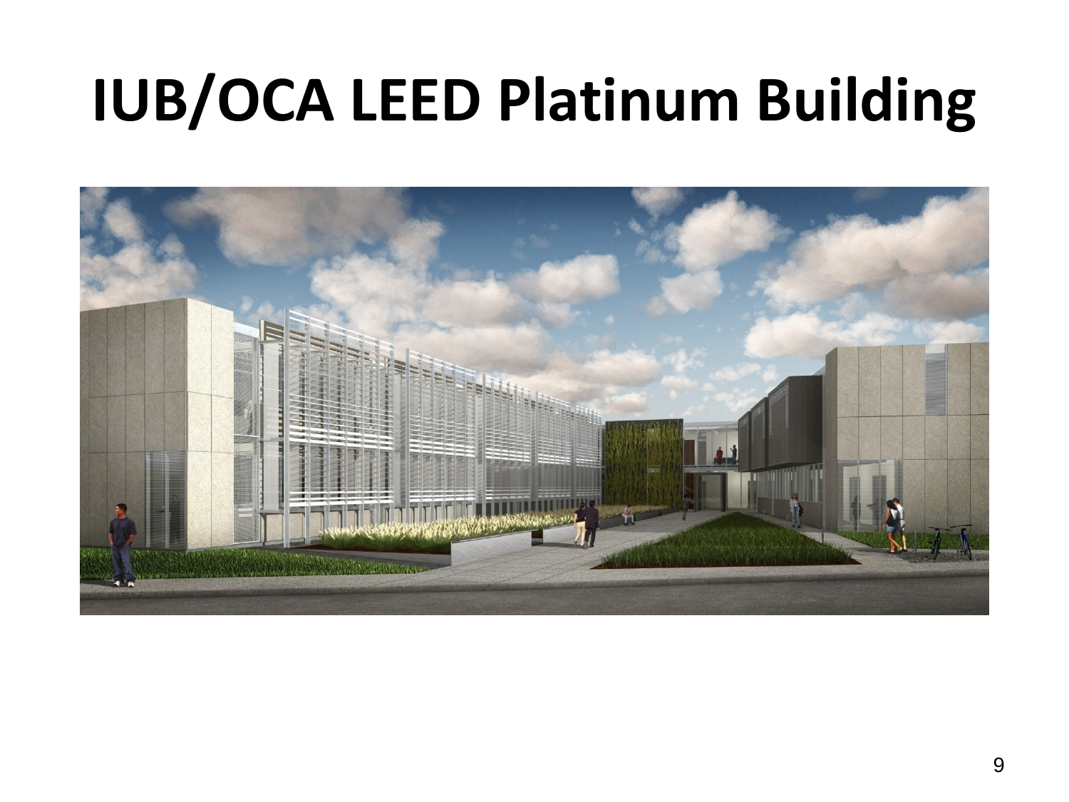# IUB/OCA LEED Platinum Building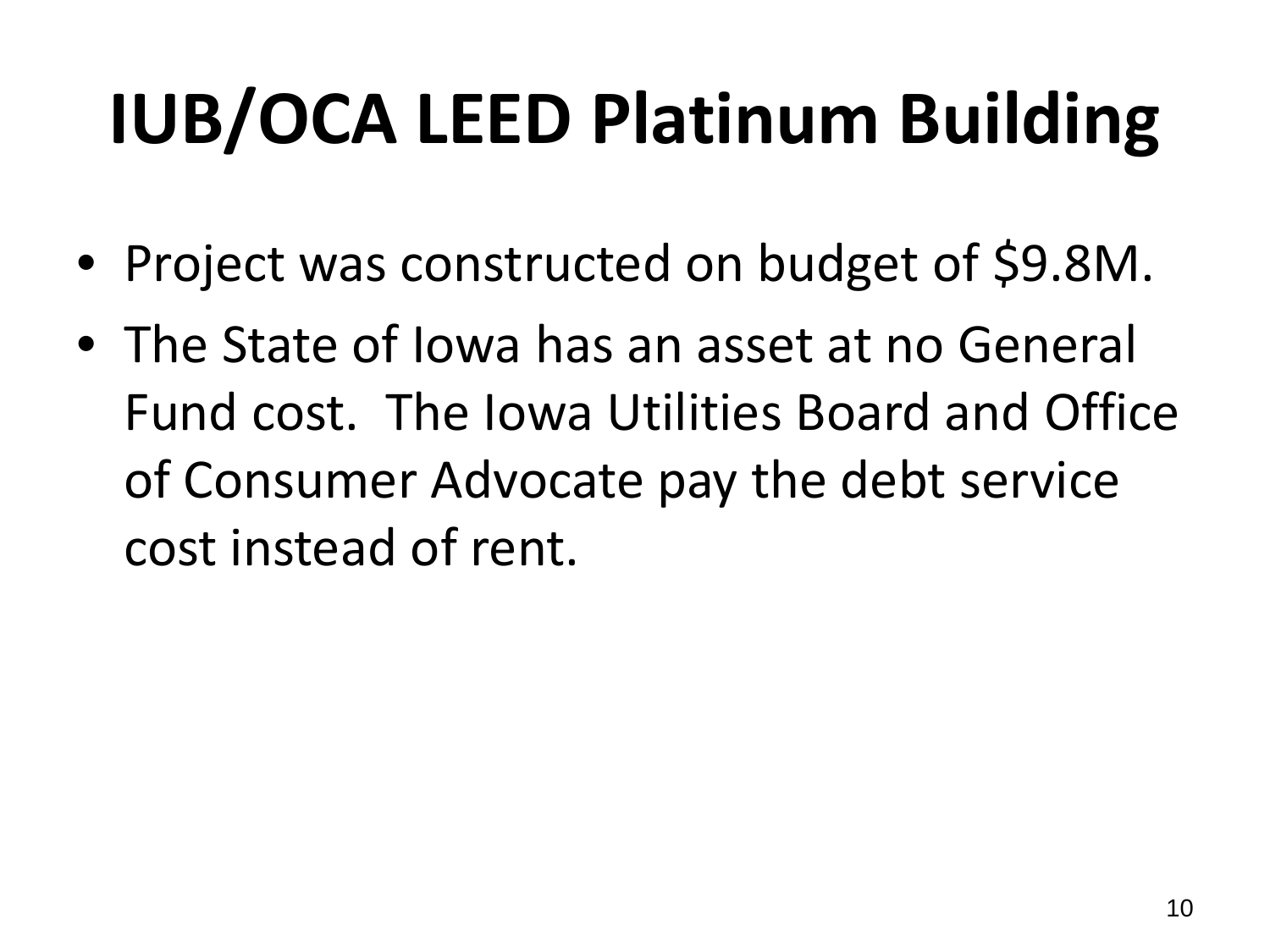# IUB/OCA LEED Platinum Building

- Project was constructed on budget of $9.8M.
- The State of Iowa has an asset at no General Fund cost.  The Iowa Utilities Board and Office of Consumer Advocate pay the debt service cost instead of rent.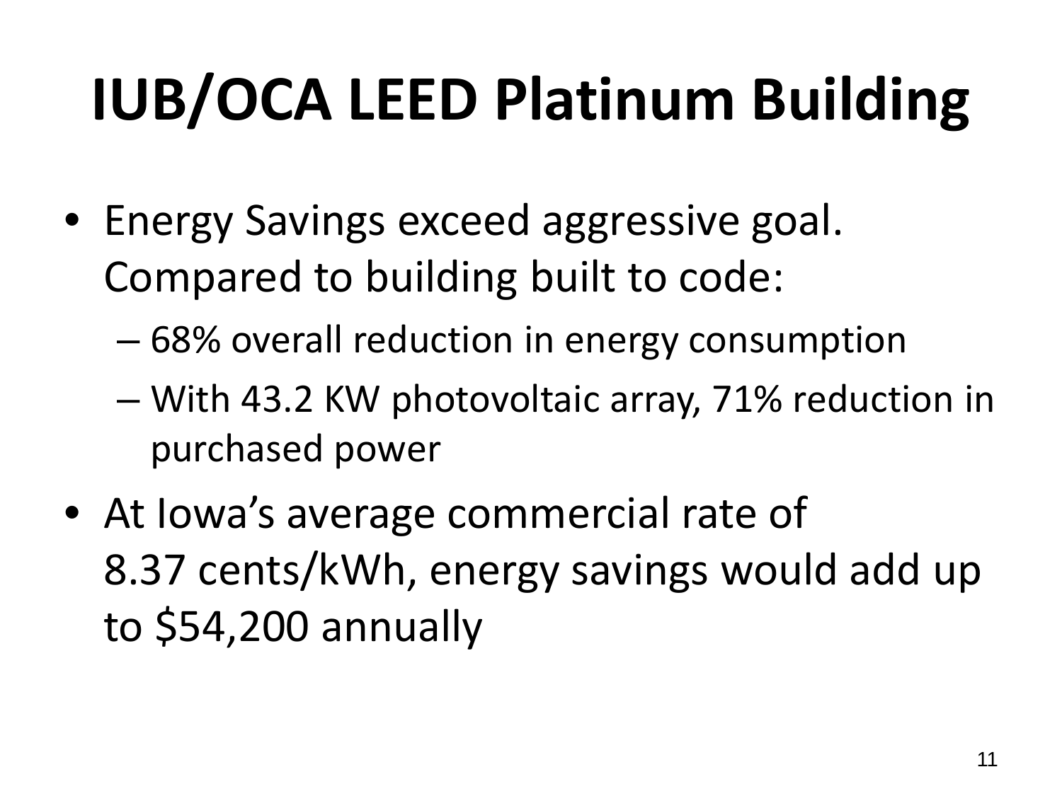# IUB/OCA LEED Platinum Building

- Energy Savings exceed aggressive goal. Compared to building built to code:
  - 68% overall reduction in energy consumption
  - With 43.2 KW photovoltaic array, 71% reduction in purchased power
- At Iowa's average commercial rate of 8.37 cents/kWh, energy savings would add up to $54,200 annually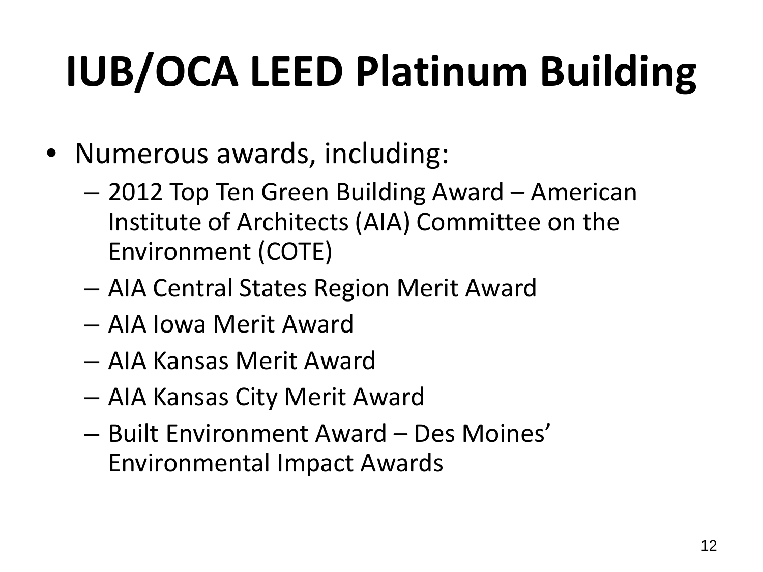# IUB/OCA LEED Platinum Building

- Numerous awards, including:
  - 2012 Top Ten Green Building Award – American Institute of Architects (AIA) Committee on the Environment (COTE)
  - AIA Central States Region Merit Award
  - AIA Iowa Merit Award
  - AIA Kansas Merit Award
  - AIA Kansas City Merit Award
  - Built Environment Award – Des Moines' Environmental Impact Awards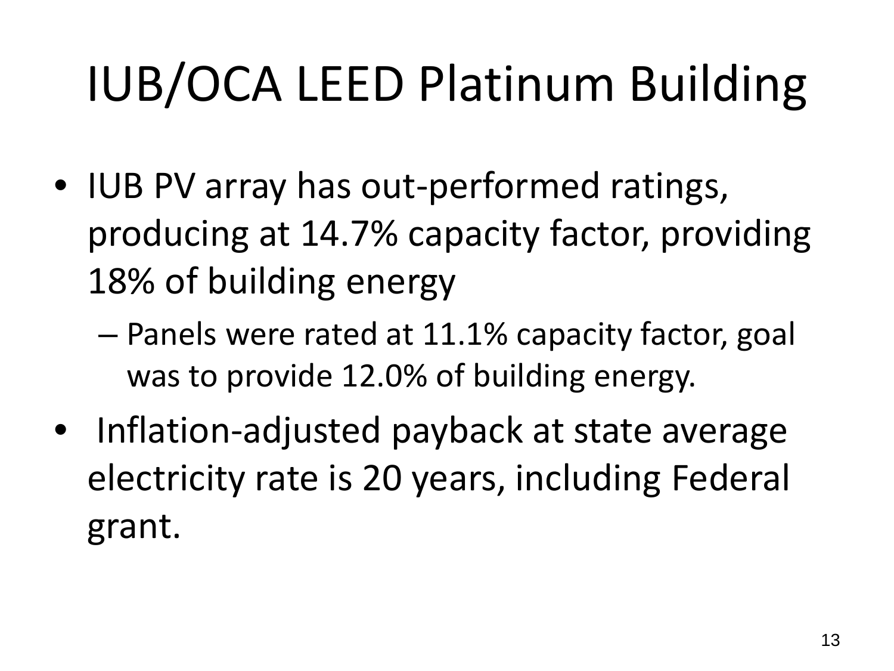# IUB/OCA LEED Platinum Building

- IUB PV array has out-performed ratings, producing at 14.7% capacity factor, providing 18% of building energy
  - Panels were rated at 11.1% capacity factor, goal was to provide 12.0% of building energy.
- Inflation-adjusted payback at state average electricity rate is 20 years, including Federal grant.